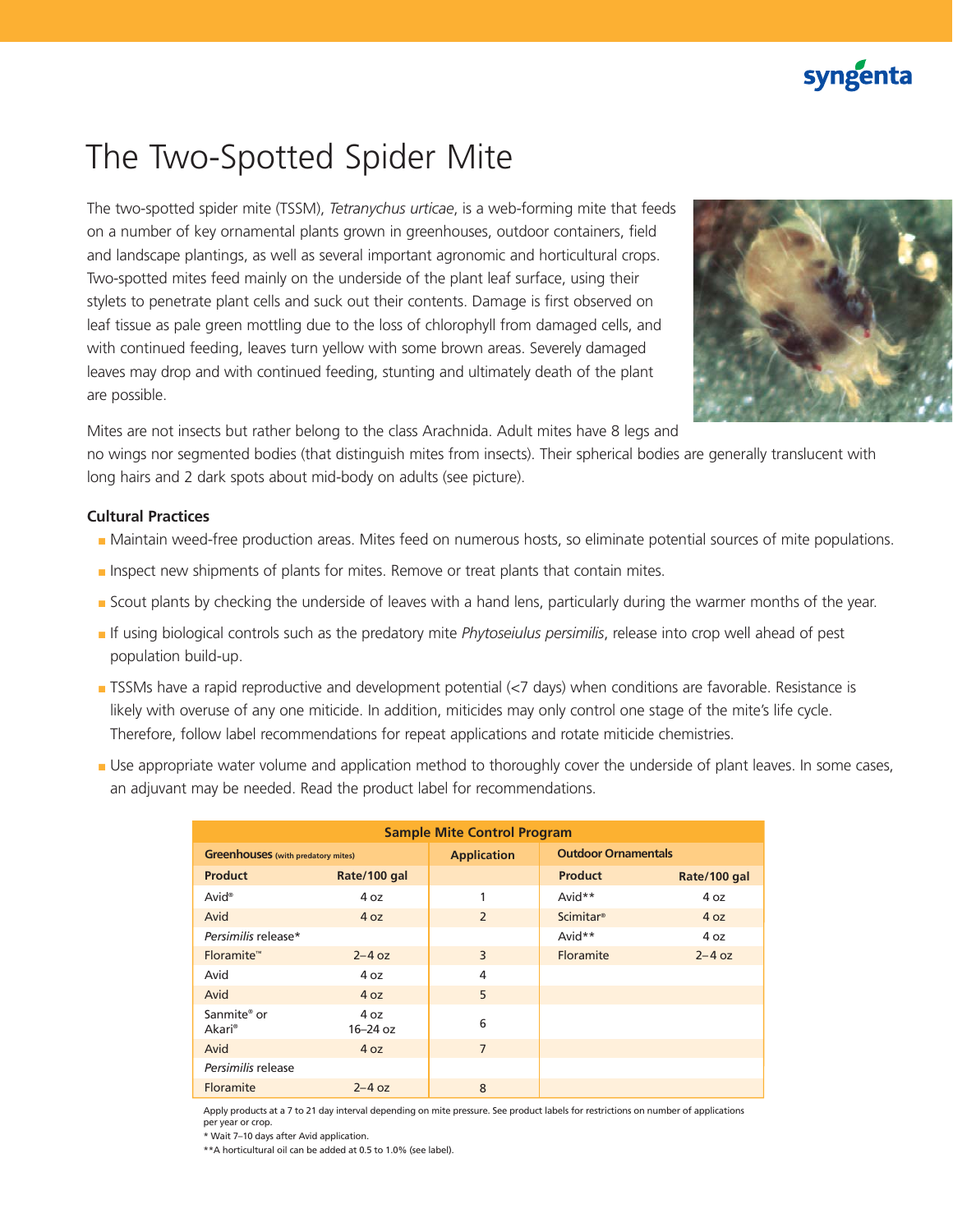# The Two-Spotted Spider Mite

The two-spotted spider mite (TSSM), *Tetranychus urticae*, is a web-forming mite that feeds on a number of key ornamental plants grown in greenhouses, outdoor containers, field and landscape plantings, as well as several important agronomic and horticultural crops. Two-spotted mites feed mainly on the underside of the plant leaf surface, using their stylets to penetrate plant cells and suck out their contents. Damage is first observed on leaf tissue as pale green mottling due to the loss of chlorophyll from damaged cells, and with continued feeding, leaves turn yellow with some brown areas. Severely damaged leaves may drop and with continued feeding, stunting and ultimately death of the plant are possible.

Mites are not insects but rather belong to the class Arachnida. Adult mites have 8 legs and no wings nor segmented bodies (that distinguish mites from insects). Their spherical bodies are generally translucent with long hairs and 2 dark spots about mid-body on adults (see picture).

### Cultural Practices

- Maintain weed-free production areas. Mites feed on numerous hosts, so eliminate potential sources of mite populations.
- Inspect new shipments of plants for mites. Remove or treat plants that contain mites.
- Scout plants by checking the underside of leaves with a hand lens, particularly during the warmer months of the year.
- If using biological controls such as the predatory mite *Phytoseiulus persimilis*, release into crop well ahead of pest population build-up.
- TSSMs have a rapid reproductive and development potential (<7 days) when conditions are favorable. Resistance is likely with overuse of any one miticide. In addition, miticides may only control one stage of the mite's life cycle. Therefore, follow label recommendations for repeat applications and rotate miticide chemistries.
- Use appropriate water volume and application method to thoroughly cover the underside of plant leaves. In some cases, an adjuvant may be needed. Read the product label for recommendations.

**Sample Mite Control Program**

| Greenhouses (with predatory mites) | | Application | Outdoor Ornamentals | |
|---|---|---|---|---|
| **Product** | **Rate/100 gal** | | **Product** | **Rate/100 gal** |
| Avid® | 4 oz | 1 | Avid** | 4 oz |
| Avid | 4 oz | 2 | Scimitar® | 4 oz |
| *Persimilis* release* | | | Avid** | 4 oz |
| Floramite™ | 2–4 oz | 3 | Floramite | 2–4 oz |
| Avid | 4 oz | 4 | | |
| Avid | 4 oz | 5 | | |
| Sanmite® or Akari® | 4 oz / 16–24 oz | 6 | | |
| Avid | 4 oz | 7 | | |
| *Persimilis* release | | | | |
| Floramite | 2–4 oz | 8 | | |

Apply products at a 7 to 21 day interval depending on mite pressure. See product labels for restrictions on number of applications per year or crop.

* Wait 7–10 days after Avid application.

**A horticultural oil can be added at 0.5 to 1.0% (see label).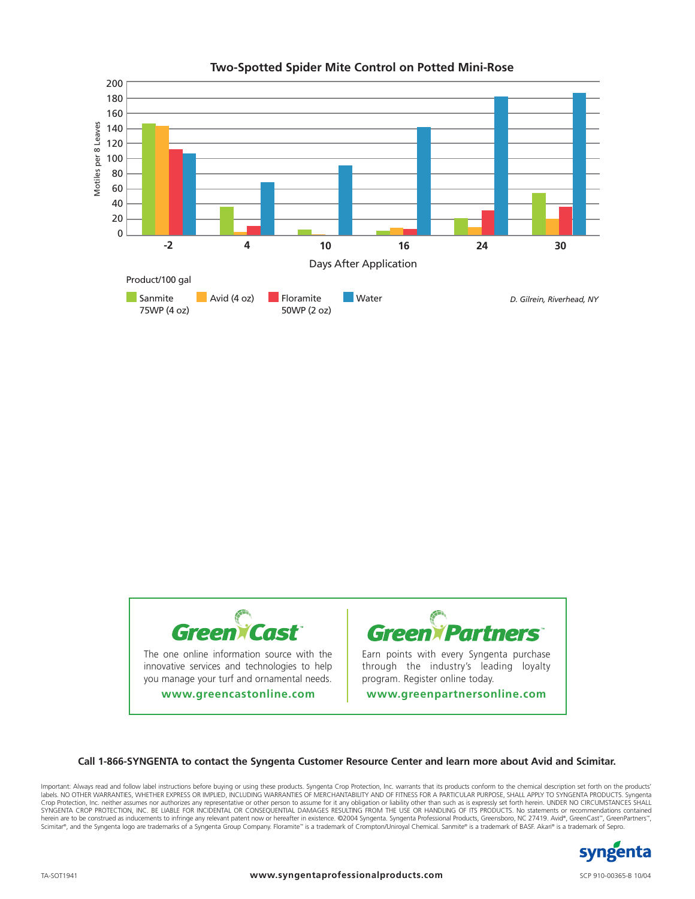## Two-Spotted Spider Mite Control on Potted Mini-Rose

Motiles per 8 Leaves

200
180
160
140
120
100
80
60
40
20
0

-2
4
10
16
24
30

Days After Application

Product/100 gal

Sanmite 75WP (4 oz)
Avid (4 oz)
Floramite 50WP (2 oz)
Water

*D. Gilrein, Riverhead, NY*

**GreenCast™**

The one online information source with the innovative services and technologies to help you manage your turf and ornamental needs.

**www.greencastonline.com**

**GreenPartners™**

Earn points with every Syngenta purchase through the industry's leading loyalty program. Register online today.

**www.greenpartnersonline.com**

**Call 1-866-SYNGENTA to contact the Syngenta Customer Resource Center and learn more about Avid and Scimitar.**

Important: Always read and follow label instructions before buying or using these products. Syngenta Crop Protection, Inc. warrants that its products conform to the chemical description set forth on the products' labels. NO OTHER WARRANTIES, WHETHER EXPRESS OR IMPLIED, INCLUDING WARRANTIES OF MERCHANTABILITY AND OF FITNESS FOR A PARTICULAR PURPOSE, SHALL APPLY TO SYNGENTA PRODUCTS. Syngenta Crop Protection, Inc. neither assumes nor authorizes any representative or other person to assume for it any obligation or liability other than such as is expressly set forth herein. UNDER NO CIRCUMSTANCES SHALL SYNGENTA CROP PROTECTION, INC. BE LIABLE FOR INCIDENTAL OR CONSEQUENTIAL DAMAGES RESULTING FROM THE USE OR HANDLING OF ITS PRODUCTS. No statements or recommendations contained herein are to be construed as inducements to infringe any relevant patent now or hereafter in existence. ©2004 Syngenta. Syngenta Professional Products, Greensboro, NC 27419. Avid®, GreenCast™, GreenPartners™, Scimitar®, and the Syngenta logo are trademarks of a Syngenta Group Company. Floramite™ is a trademark of Crompton/Uniroyal Chemical. Sanmite® is a trademark of BASF. Akari® is a trademark of Sepro.

syngenta

TA-SOT1941

www.syngentaprofessionalproducts.com

SCP 910-00365-B 10/04